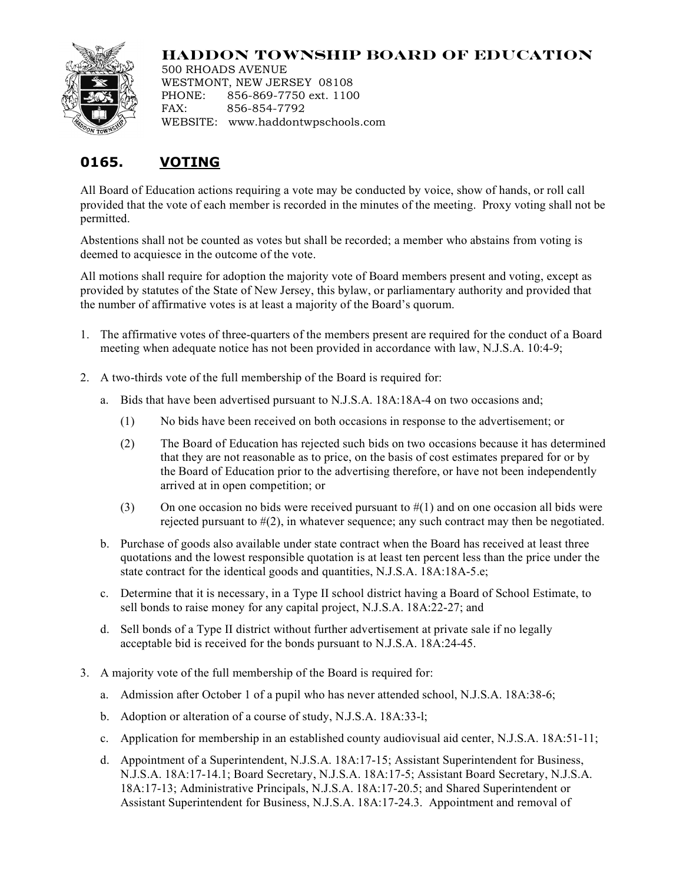# HADDON TOWNSHIP BOARD OF EDUCATION

500 RHOADS AVENUE
WESTMONT, NEW JERSEY 08108
PHONE: 856-869-7750 ext. 1100
FAX: 856-854-7792
WEBSITE: www.haddontwpschools.com

## 0165. VOTING

All Board of Education actions requiring a vote may be conducted by voice, show of hands, or roll call provided that the vote of each member is recorded in the minutes of the meeting. Proxy voting shall not be permitted.

Abstentions shall not be counted as votes but shall be recorded; a member who abstains from voting is deemed to acquiesce in the outcome of the vote.

All motions shall require for adoption the majority vote of Board members present and voting, except as provided by statutes of the State of New Jersey, this bylaw, or parliamentary authority and provided that the number of affirmative votes is at least a majority of the Board's quorum.

1. The affirmative votes of three-quarters of the members present are required for the conduct of a Board meeting when adequate notice has not been provided in accordance with law, N.J.S.A. 10:4-9;

2. A two-thirds vote of the full membership of the Board is required for:

   a. Bids that have been advertised pursuant to N.J.S.A. 18A:18A-4 on two occasions and;

      (1) No bids have been received on both occasions in response to the advertisement; or

      (2) The Board of Education has rejected such bids on two occasions because it has determined that they are not reasonable as to price, on the basis of cost estimates prepared for or by the Board of Education prior to the advertising therefore, or have not been independently arrived at in open competition; or

      (3) On one occasion no bids were received pursuant to #(1) and on one occasion all bids were rejected pursuant to #(2), in whatever sequence; any such contract may then be negotiated.

   b. Purchase of goods also available under state contract when the Board has received at least three quotations and the lowest responsible quotation is at least ten percent less than the price under the state contract for the identical goods and quantities, N.J.S.A. 18A:18A-5.e;

   c. Determine that it is necessary, in a Type II school district having a Board of School Estimate, to sell bonds to raise money for any capital project, N.J.S.A. 18A:22-27; and

   d. Sell bonds of a Type II district without further advertisement at private sale if no legally acceptable bid is received for the bonds pursuant to N.J.S.A. 18A:24-45.

3. A majority vote of the full membership of the Board is required for:

   a. Admission after October 1 of a pupil who has never attended school, N.J.S.A. 18A:38-6;

   b. Adoption or alteration of a course of study, N.J.S.A. 18A:33-l;

   c. Application for membership in an established county audiovisual aid center, N.J.S.A. 18A:51-11;

   d. Appointment of a Superintendent, N.J.S.A. 18A:17-15; Assistant Superintendent for Business, N.J.S.A. 18A:17-14.1; Board Secretary, N.J.S.A. 18A:17-5; Assistant Board Secretary, N.J.S.A. 18A:17-13; Administrative Principals, N.J.S.A. 18A:17-20.5; and Shared Superintendent or Assistant Superintendent for Business, N.J.S.A. 18A:17-24.3. Appointment and removal of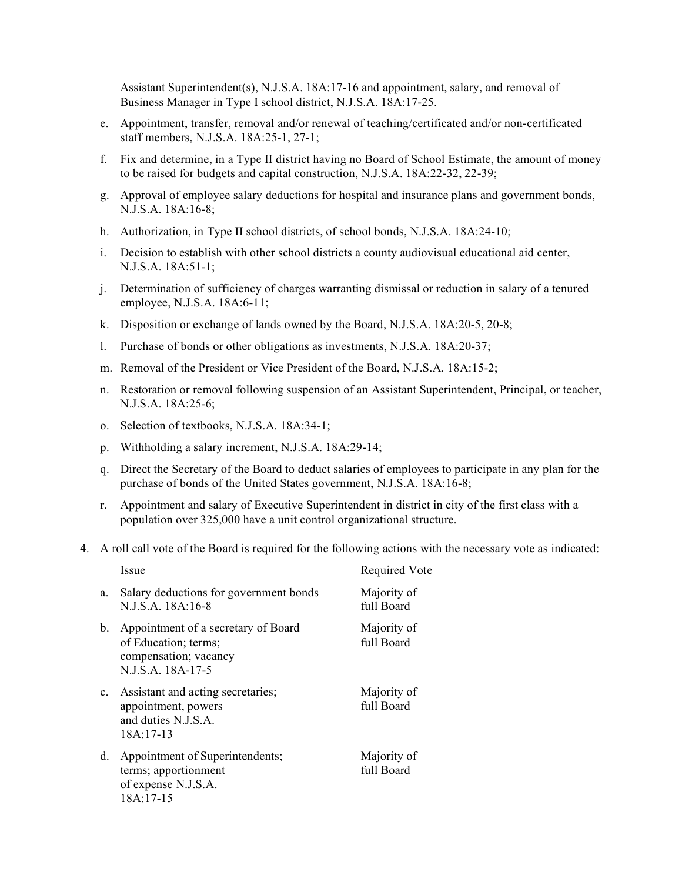Assistant Superintendent(s), N.J.S.A. 18A:17-16 and appointment, salary, and removal of Business Manager in Type I school district, N.J.S.A. 18A:17-25.

e. Appointment, transfer, removal and/or renewal of teaching/certificated and/or non-certificated staff members, N.J.S.A. 18A:25-1, 27-1;

f. Fix and determine, in a Type II district having no Board of School Estimate, the amount of money to be raised for budgets and capital construction, N.J.S.A. 18A:22-32, 22-39;

g. Approval of employee salary deductions for hospital and insurance plans and government bonds, N.J.S.A. 18A:16-8;

h. Authorization, in Type II school districts, of school bonds, N.J.S.A. 18A:24-10;

i. Decision to establish with other school districts a county audiovisual educational aid center, N.J.S.A. 18A:51-1;

j. Determination of sufficiency of charges warranting dismissal or reduction in salary of a tenured employee, N.J.S.A. 18A:6-11;

k. Disposition or exchange of lands owned by the Board, N.J.S.A. 18A:20-5, 20-8;

l. Purchase of bonds or other obligations as investments, N.J.S.A. 18A:20-37;

m. Removal of the President or Vice President of the Board, N.J.S.A. 18A:15-2;

n. Restoration or removal following suspension of an Assistant Superintendent, Principal, or teacher, N.J.S.A. 18A:25-6;

o. Selection of textbooks, N.J.S.A. 18A:34-1;

p. Withholding a salary increment, N.J.S.A. 18A:29-14;

q. Direct the Secretary of the Board to deduct salaries of employees to participate in any plan for the purchase of bonds of the United States government, N.J.S.A. 18A:16-8;

r. Appointment and salary of Executive Superintendent in district in city of the first class with a population over 325,000 have a unit control organizational structure.

4. A roll call vote of the Board is required for the following actions with the necessary vote as indicated:

| | Issue | Required Vote |
|---|---|---|
| a. | Salary deductions for government bonds N.J.S.A. 18A:16-8 | Majority of full Board |
| b. | Appointment of a secretary of Board of Education; terms; compensation; vacancy N.J.S.A. 18A-17-5 | Majority of full Board |
| c. | Assistant and acting secretaries; appointment, powers and duties N.J.S.A. 18A:17-13 | Majority of full Board |
| d. | Appointment of Superintendents; terms; apportionment of expense N.J.S.A. 18A:17-15 | Majority of full Board |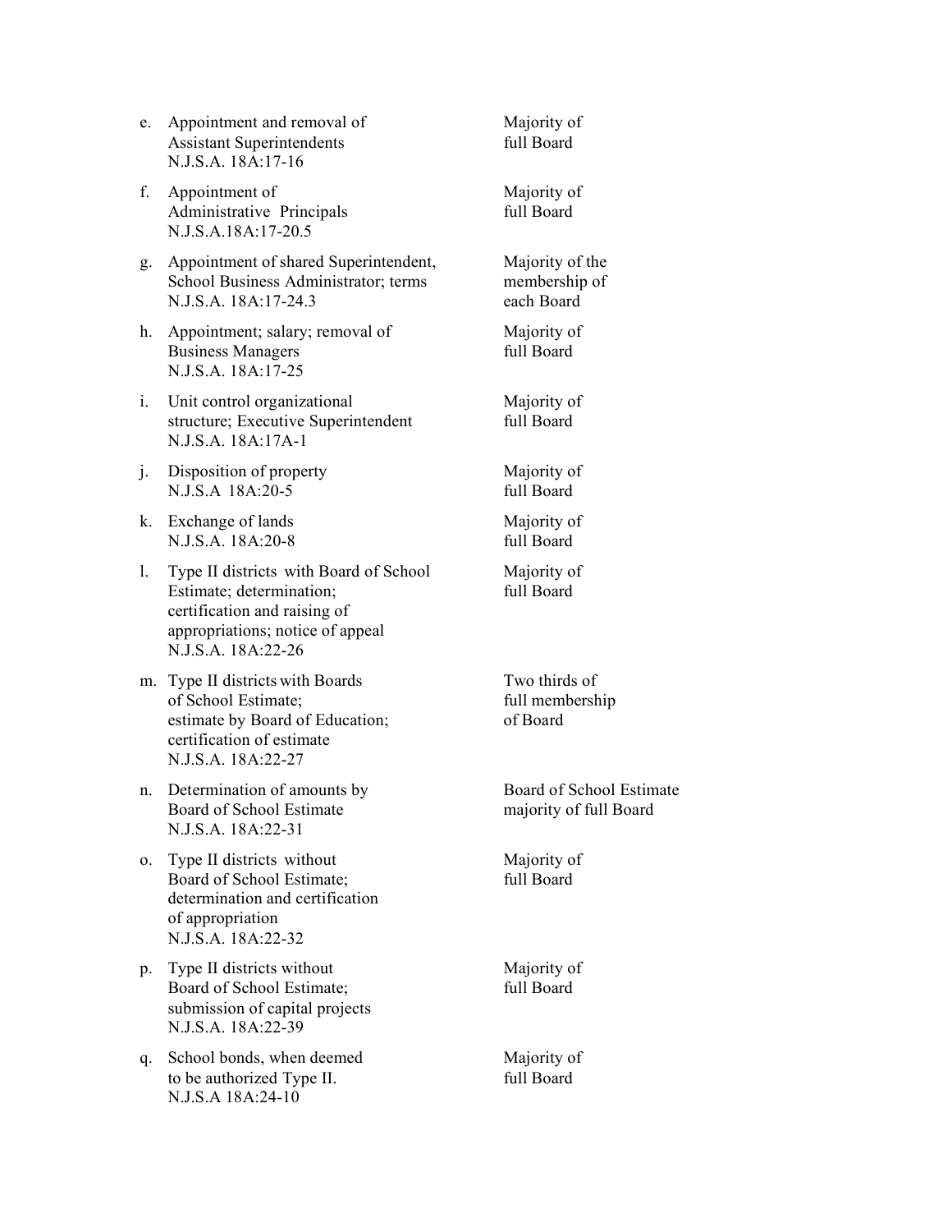e. Appointment and removal of Assistant Superintendents N.J.S.A. 18A:17-16 — Majority of full Board

f. Appointment of Administrative Principals N.J.S.A.18A:17-20.5 — Majority of full Board

g. Appointment of shared Superintendent, School Business Administrator; terms N.J.S.A. 18A:17-24.3 — Majority of the membership of each Board

h. Appointment; salary; removal of Business Managers N.J.S.A. 18A:17-25 — Majority of full Board

i. Unit control organizational structure; Executive Superintendent N.J.S.A. 18A:17A-1 — Majority of full Board

j. Disposition of property N.J.S.A 18A:20-5 — Majority of full Board

k. Exchange of lands N.J.S.A. 18A:20-8 — Majority of full Board

l. Type II districts with Board of School Estimate; determination; certification and raising of appropriations; notice of appeal N.J.S.A. 18A:22-26 — Majority of full Board

m. Type II districts with Boards of School Estimate; estimate by Board of Education; certification of estimate N.J.S.A. 18A:22-27 — Two thirds of full membership of Board

n. Determination of amounts by Board of School Estimate N.J.S.A. 18A:22-31 — Board of School Estimate majority of full Board

o. Type II districts without Board of School Estimate; determination and certification of appropriation N.J.S.A. 18A:22-32 — Majority of full Board

p. Type II districts without Board of School Estimate; submission of capital projects N.J.S.A. 18A:22-39 — Majority of full Board

q. School bonds, when deemed to be authorized Type II. N.J.S.A 18A:24-10 — Majority of full Board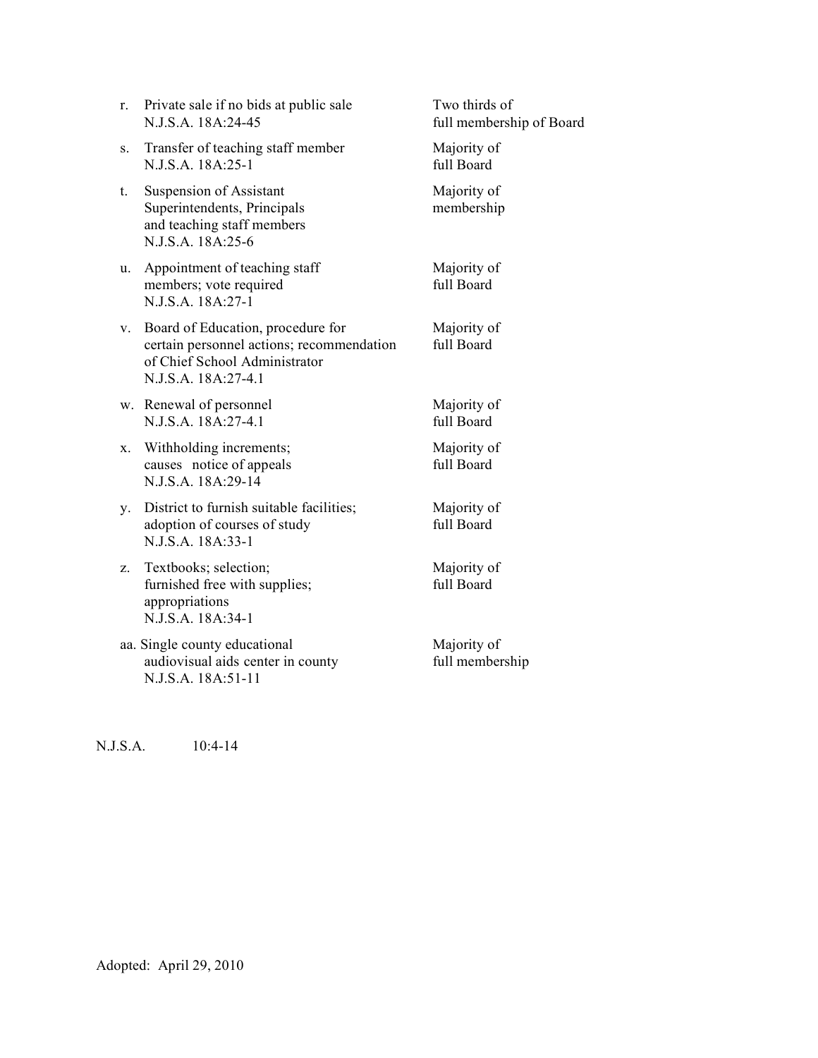| | | |
|---|---|---|
| r. | Private sale if no bids at public sale<br>N.J.S.A. 18A:24-45 | Two thirds of<br>full membership of Board |
| s. | Transfer of teaching staff member<br>N.J.S.A. 18A:25-1 | Majority of<br>full Board |
| t. | Suspension of Assistant Superintendents, Principals and teaching staff members<br>N.J.S.A. 18A:25-6 | Majority of<br>membership |
| u. | Appointment of teaching staff members; vote required<br>N.J.S.A. 18A:27-1 | Majority of<br>full Board |
| v. | Board of Education, procedure for certain personnel actions; recommendation of Chief School Administrator<br>N.J.S.A. 18A:27-4.1 | Majority of<br>full Board |
| w. | Renewal of personnel<br>N.J.S.A. 18A:27-4.1 | Majority of<br>full Board |
| x. | Withholding increments; causes notice of appeals<br>N.J.S.A. 18A:29-14 | Majority of<br>full Board |
| y. | District to furnish suitable facilities; adoption of courses of study<br>N.J.S.A. 18A:33-1 | Majority of<br>full Board |
| z. | Textbooks; selection; furnished free with supplies; appropriations<br>N.J.S.A. 18A:34-1 | Majority of<br>full Board |
| aa. | Single county educational audiovisual aids center in county<br>N.J.S.A. 18A:51-11 | Majority of<br>full membership |

N.J.S.A. 10:4-14

Adopted: April 29, 2010